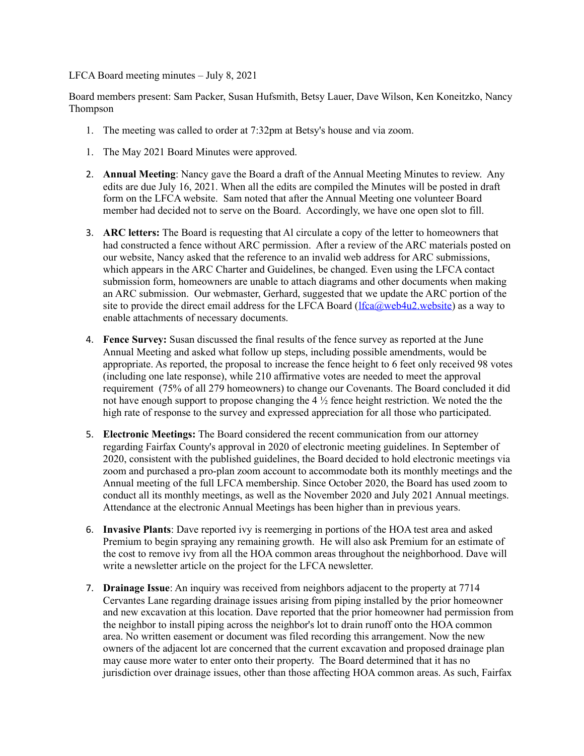LFCA Board meeting minutes – July 8, 2021

Board members present: Sam Packer, Susan Hufsmith, Betsy Lauer, Dave Wilson, Ken Koneitzko, Nancy Thompson

1. The meeting was called to order at 7:32pm at Betsy's house and via zoom.

1. The May 2021 Board Minutes were approved.

2. **Annual Meeting**: Nancy gave the Board a draft of the Annual Meeting Minutes to review. Any edits are due July 16, 2021. When all the edits are compiled the Minutes will be posted in draft form on the LFCA website. Sam noted that after the Annual Meeting one volunteer Board member had decided not to serve on the Board. Accordingly, we have one open slot to fill.

3. **ARC letters:** The Board is requesting that Al circulate a copy of the letter to homeowners that had constructed a fence without ARC permission. After a review of the ARC materials posted on our website, Nancy asked that the reference to an invalid web address for ARC submissions, which appears in the ARC Charter and Guidelines, be changed. Even using the LFCA contact submission form, homeowners are unable to attach diagrams and other documents when making an ARC submission. Our webmaster, Gerhard, suggested that we update the ARC portion of the site to provide the direct email address for the LFCA Board (lfca@web4u2.website) as a way to enable attachments of necessary documents.

4. **Fence Survey:** Susan discussed the final results of the fence survey as reported at the June Annual Meeting and asked what follow up steps, including possible amendments, would be appropriate. As reported, the proposal to increase the fence height to 6 feet only received 98 votes (including one late response), while 210 affirmative votes are needed to meet the approval requirement (75% of all 279 homeowners) to change our Covenants. The Board concluded it did not have enough support to propose changing the 4 ½ fence height restriction. We noted the the high rate of response to the survey and expressed appreciation for all those who participated.

5. **Electronic Meetings:** The Board considered the recent communication from our attorney regarding Fairfax County's approval in 2020 of electronic meeting guidelines. In September of 2020, consistent with the published guidelines, the Board decided to hold electronic meetings via zoom and purchased a pro-plan zoom account to accommodate both its monthly meetings and the Annual meeting of the full LFCA membership. Since October 2020, the Board has used zoom to conduct all its monthly meetings, as well as the November 2020 and July 2021 Annual meetings. Attendance at the electronic Annual Meetings has been higher than in previous years.

6. **Invasive Plants**: Dave reported ivy is reemerging in portions of the HOA test area and asked Premium to begin spraying any remaining growth. He will also ask Premium for an estimate of the cost to remove ivy from all the HOA common areas throughout the neighborhood. Dave will write a newsletter article on the project for the LFCA newsletter.

7. **Drainage Issue**: An inquiry was received from neighbors adjacent to the property at 7714 Cervantes Lane regarding drainage issues arising from piping installed by the prior homeowner and new excavation at this location. Dave reported that the prior homeowner had permission from the neighbor to install piping across the neighbor's lot to drain runoff onto the HOA common area. No written easement or document was filed recording this arrangement. Now the new owners of the adjacent lot are concerned that the current excavation and proposed drainage plan may cause more water to enter onto their property. The Board determined that it has no jurisdiction over drainage issues, other than those affecting HOA common areas. As such, Fairfax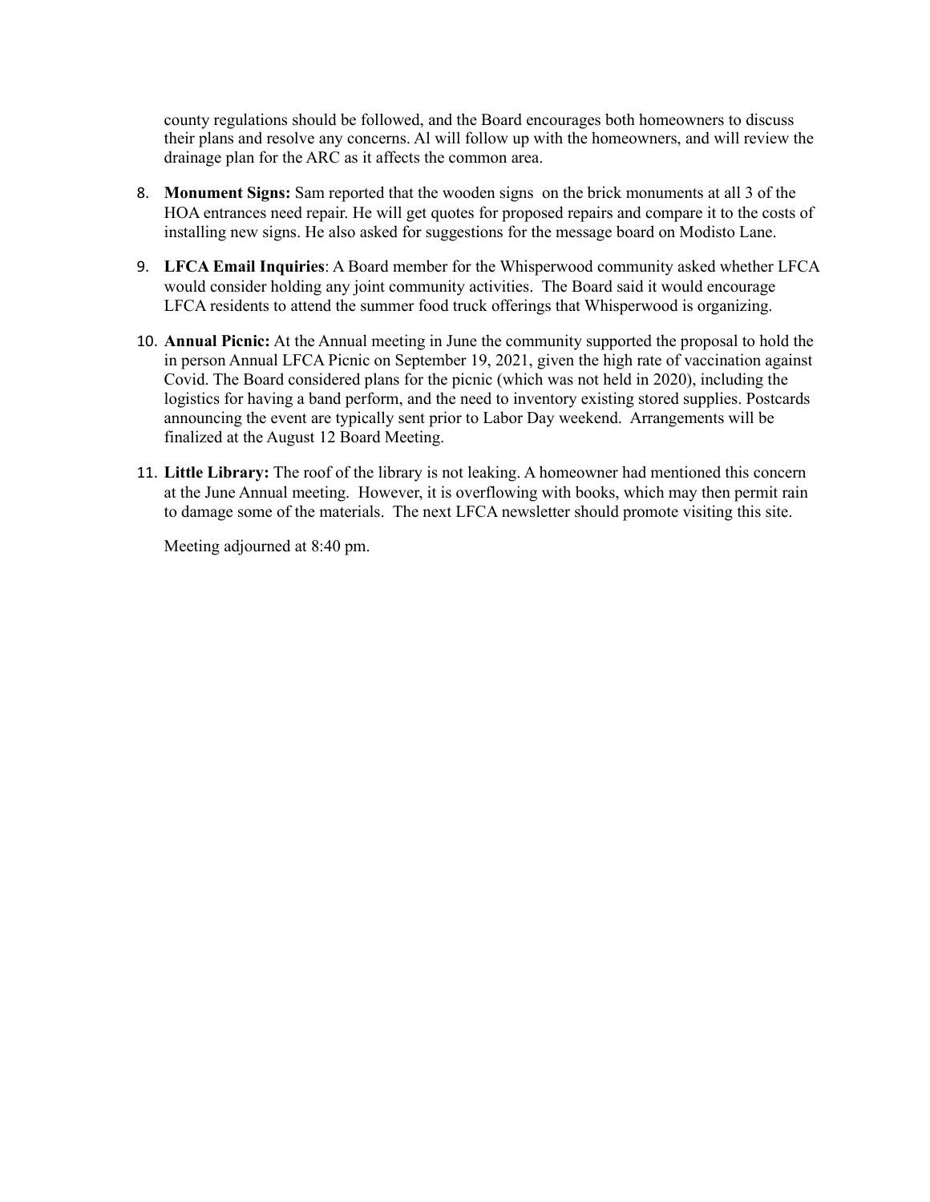county regulations should be followed, and the Board encourages both homeowners to discuss their plans and resolve any concerns. Al will follow up with the homeowners, and will review the drainage plan for the ARC as it affects the common area.

8. **Monument Signs:** Sam reported that the wooden signs on the brick monuments at all 3 of the HOA entrances need repair. He will get quotes for proposed repairs and compare it to the costs of installing new signs. He also asked for suggestions for the message board on Modisto Lane.

9. **LFCA Email Inquiries**: A Board member for the Whisperwood community asked whether LFCA would consider holding any joint community activities. The Board said it would encourage LFCA residents to attend the summer food truck offerings that Whisperwood is organizing.

10. **Annual Picnic:** At the Annual meeting in June the community supported the proposal to hold the in person Annual LFCA Picnic on September 19, 2021, given the high rate of vaccination against Covid. The Board considered plans for the picnic (which was not held in 2020), including the logistics for having a band perform, and the need to inventory existing stored supplies. Postcards announcing the event are typically sent prior to Labor Day weekend. Arrangements will be finalized at the August 12 Board Meeting.

11. **Little Library:** The roof of the library is not leaking. A homeowner had mentioned this concern at the June Annual meeting. However, it is overflowing with books, which may then permit rain to damage some of the materials. The next LFCA newsletter should promote visiting this site.

Meeting adjourned at 8:40 pm.